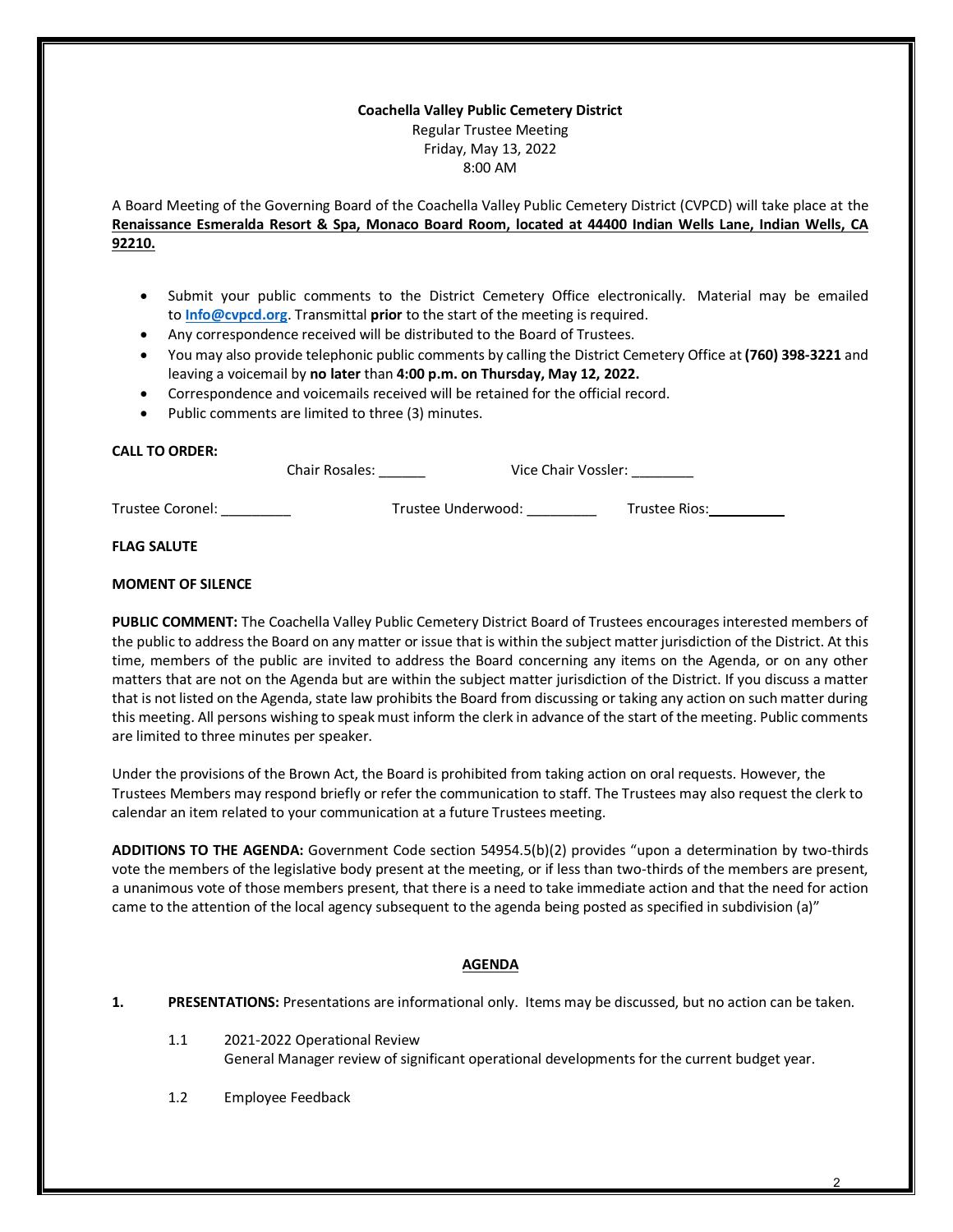**Coachella Valley Public Cemetery District**

Regular Trustee Meeting

Friday, May 13, 2022

8:00 AM

A Board Meeting of the Governing Board of the Coachella Valley Public Cemetery District (CVPCD) will take place at the **Renaissance Esmeralda Resort & Spa, Monaco Board Room, located at 44400 Indian Wells Lane, Indian Wells, CA 92210.**

- Submit your public comments to the District Cemetery Office electronically. Material may be emailed to **Info@cvpcd.org**. Transmittal **prior** to the start of the meeting is required.
- Any correspondence received will be distributed to the Board of Trustees.
- You may also provide telephonic public comments by calling the District Cemetery Office at **(760) 398-3221** and leaving a voicemail by **no later** than **4:00 p.m. on Thursday, May 12, 2022.**
- Correspondence and voicemails received will be retained for the official record.
- Public comments are limited to three (3) minutes.

**CALL TO ORDER:**

Chair Rosales: ______ Vice Chair Vossler: ________

Trustee Coronel: _________ Trustee Underwood: _________ Trustee Rios: __________

**FLAG SALUTE**

**MOMENT OF SILENCE**

**PUBLIC COMMENT:** The Coachella Valley Public Cemetery District Board of Trustees encourages interested members of the public to address the Board on any matter or issue that is within the subject matter jurisdiction of the District. At this time, members of the public are invited to address the Board concerning any items on the Agenda, or on any other matters that are not on the Agenda but are within the subject matter jurisdiction of the District. If you discuss a matter that is not listed on the Agenda, state law prohibits the Board from discussing or taking any action on such matter during this meeting. All persons wishing to speak must inform the clerk in advance of the start of the meeting. Public comments are limited to three minutes per speaker.

Under the provisions of the Brown Act, the Board is prohibited from taking action on oral requests. However, the Trustees Members may respond briefly or refer the communication to staff. The Trustees may also request the clerk to calendar an item related to your communication at a future Trustees meeting.

**ADDITIONS TO THE AGENDA:** Government Code section 54954.5(b)(2) provides "upon a determination by two-thirds vote the members of the legislative body present at the meeting, or if less than two-thirds of the members are present, a unanimous vote of those members present, that there is a need to take immediate action and that the need for action came to the attention of the local agency subsequent to the agenda being posted as specified in subdivision (a)"

## AGENDA

**1. PRESENTATIONS:** Presentations are informational only. Items may be discussed, but no action can be taken.

1.1 2021-2022 Operational Review
General Manager review of significant operational developments for the current budget year.

1.2 Employee Feedback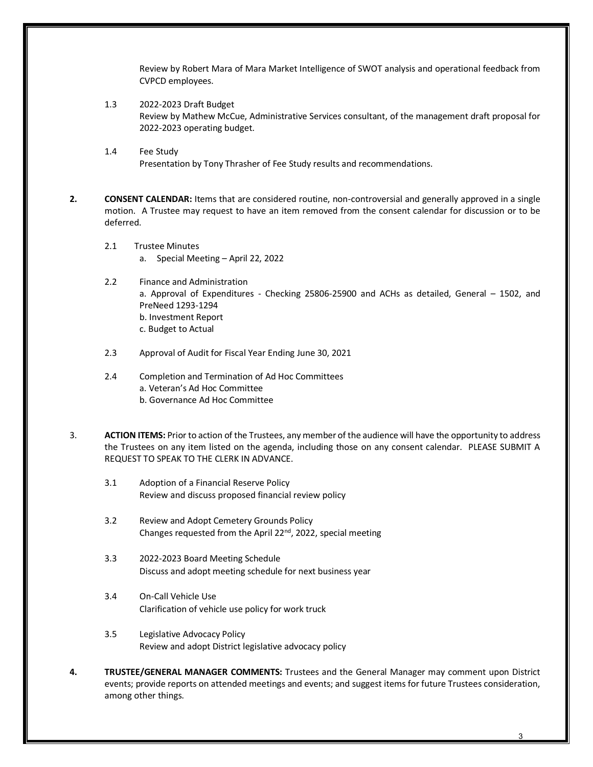Review by Robert Mara of Mara Market Intelligence of SWOT analysis and operational feedback from CVPCD employees.

1.3 2022-2023 Draft Budget
Review by Mathew McCue, Administrative Services consultant, of the management draft proposal for 2022-2023 operating budget.

1.4 Fee Study
Presentation by Tony Thrasher of Fee Study results and recommendations.

**2. CONSENT CALENDAR:** Items that are considered routine, non-controversial and generally approved in a single motion. A Trustee may request to have an item removed from the consent calendar for discussion or to be deferred.

2.1 Trustee Minutes
   a. Special Meeting – April 22, 2022

2.2 Finance and Administration
   a. Approval of Expenditures - Checking 25806-25900 and ACHs as detailed, General – 1502, and PreNeed 1293-1294
   b. Investment Report
   c. Budget to Actual

2.3 Approval of Audit for Fiscal Year Ending June 30, 2021

2.4 Completion and Termination of Ad Hoc Committees
   a. Veteran's Ad Hoc Committee
   b. Governance Ad Hoc Committee

3. **ACTION ITEMS:** Prior to action of the Trustees, any member of the audience will have the opportunity to address the Trustees on any item listed on the agenda, including those on any consent calendar. PLEASE SUBMIT A REQUEST TO SPEAK TO THE CLERK IN ADVANCE.

3.1 Adoption of a Financial Reserve Policy
Review and discuss proposed financial review policy

3.2 Review and Adopt Cemetery Grounds Policy
Changes requested from the April 22nd, 2022, special meeting

3.3 2022-2023 Board Meeting Schedule
Discuss and adopt meeting schedule for next business year

3.4 On-Call Vehicle Use
Clarification of vehicle use policy for work truck

3.5 Legislative Advocacy Policy
Review and adopt District legislative advocacy policy

**4. TRUSTEE/GENERAL MANAGER COMMENTS:** Trustees and the General Manager may comment upon District events; provide reports on attended meetings and events; and suggest items for future Trustees consideration, among other things.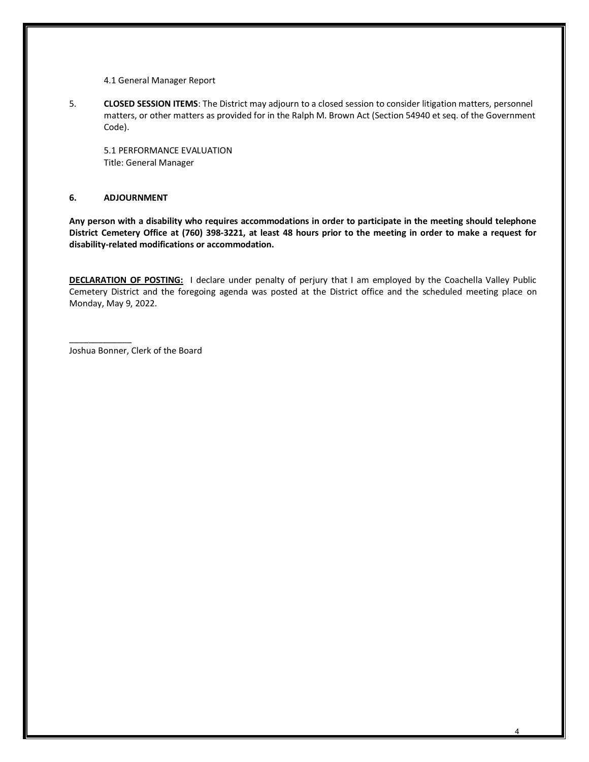4.1 General Manager Report

5. **CLOSED SESSION ITEMS**: The District may adjourn to a closed session to consider litigation matters, personnel matters, or other matters as provided for in the Ralph M. Brown Act (Section 54940 et seq. of the Government Code).

   5.1 PERFORMANCE EVALUATION
   Title: General Manager

**6. ADJOURNMENT**

**Any person with a disability who requires accommodations in order to participate in the meeting should telephone District Cemetery Office at (760) 398-3221, at least 48 hours prior to the meeting in order to make a request for disability-related modifications or accommodation.**

**DECLARATION OF POSTING:** I declare under penalty of perjury that I am employed by the Coachella Valley Public Cemetery District and the foregoing agenda was posted at the District office and the scheduled meeting place on Monday, May 9, 2022.

_____________
Joshua Bonner, Clerk of the Board